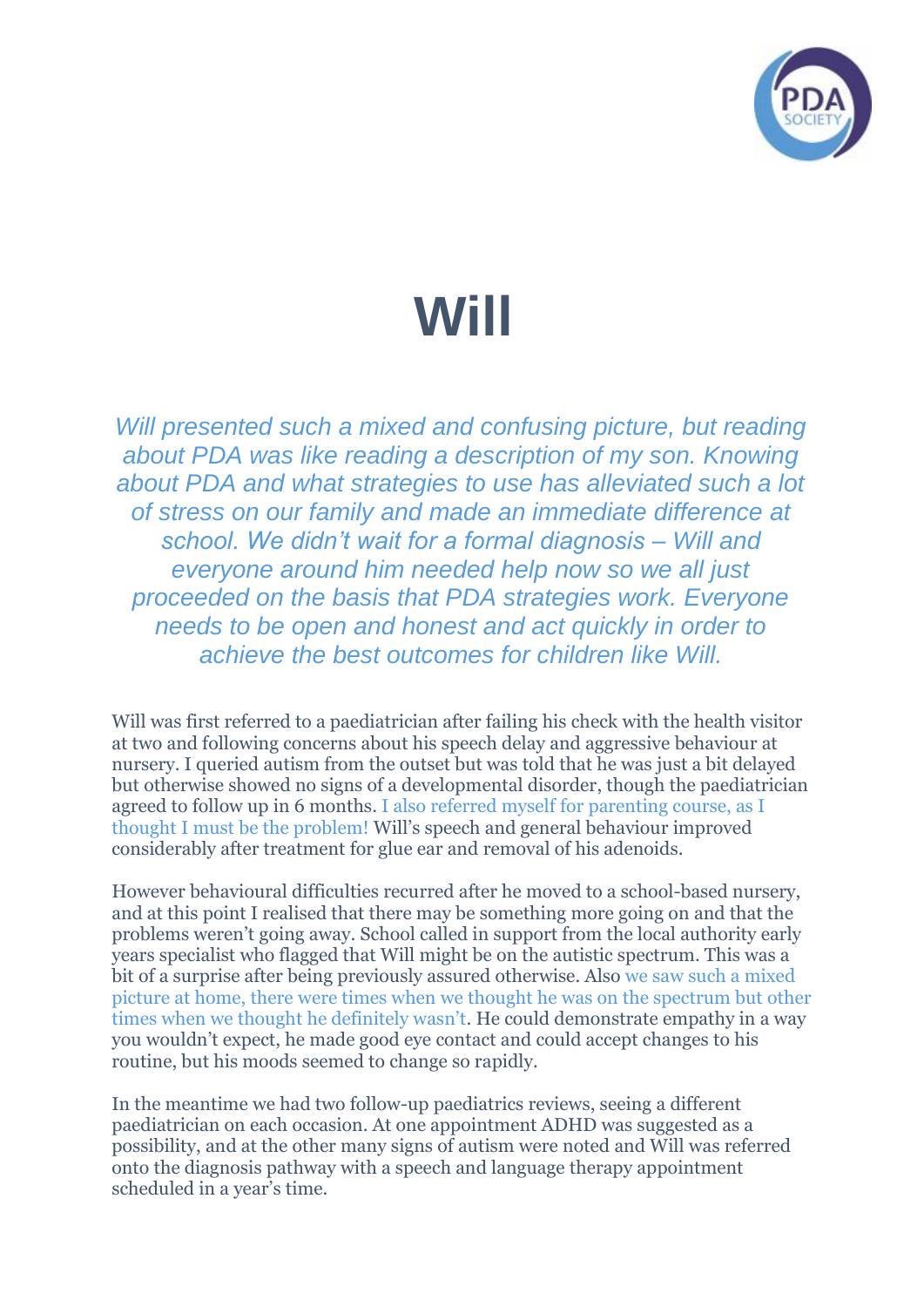# Will

*Will presented such a mixed and confusing picture, but reading about PDA was like reading a description of my son. Knowing about PDA and what strategies to use has alleviated such a lot of stress on our family and made an immediate difference at school. We didn't wait for a formal diagnosis – Will and everyone around him needed help now so we all just proceeded on the basis that PDA strategies work. Everyone needs to be open and honest and act quickly in order to achieve the best outcomes for children like Will.*

Will was first referred to a paediatrician after failing his check with the health visitor at two and following concerns about his speech delay and aggressive behaviour at nursery. I queried autism from the outset but was told that he was just a bit delayed but otherwise showed no signs of a developmental disorder, though the paediatrician agreed to follow up in 6 months. I also referred myself for parenting course, as I thought I must be the problem! Will's speech and general behaviour improved considerably after treatment for glue ear and removal of his adenoids.

However behavioural difficulties recurred after he moved to a school-based nursery, and at this point I realised that there may be something more going on and that the problems weren't going away. School called in support from the local authority early years specialist who flagged that Will might be on the autistic spectrum. This was a bit of a surprise after being previously assured otherwise. Also we saw such a mixed picture at home, there were times when we thought he was on the spectrum but other times when we thought he definitely wasn't. He could demonstrate empathy in a way you wouldn't expect, he made good eye contact and could accept changes to his routine, but his moods seemed to change so rapidly.

In the meantime we had two follow-up paediatrics reviews, seeing a different paediatrician on each occasion. At one appointment ADHD was suggested as a possibility, and at the other many signs of autism were noted and Will was referred onto the diagnosis pathway with a speech and language therapy appointment scheduled in a year's time.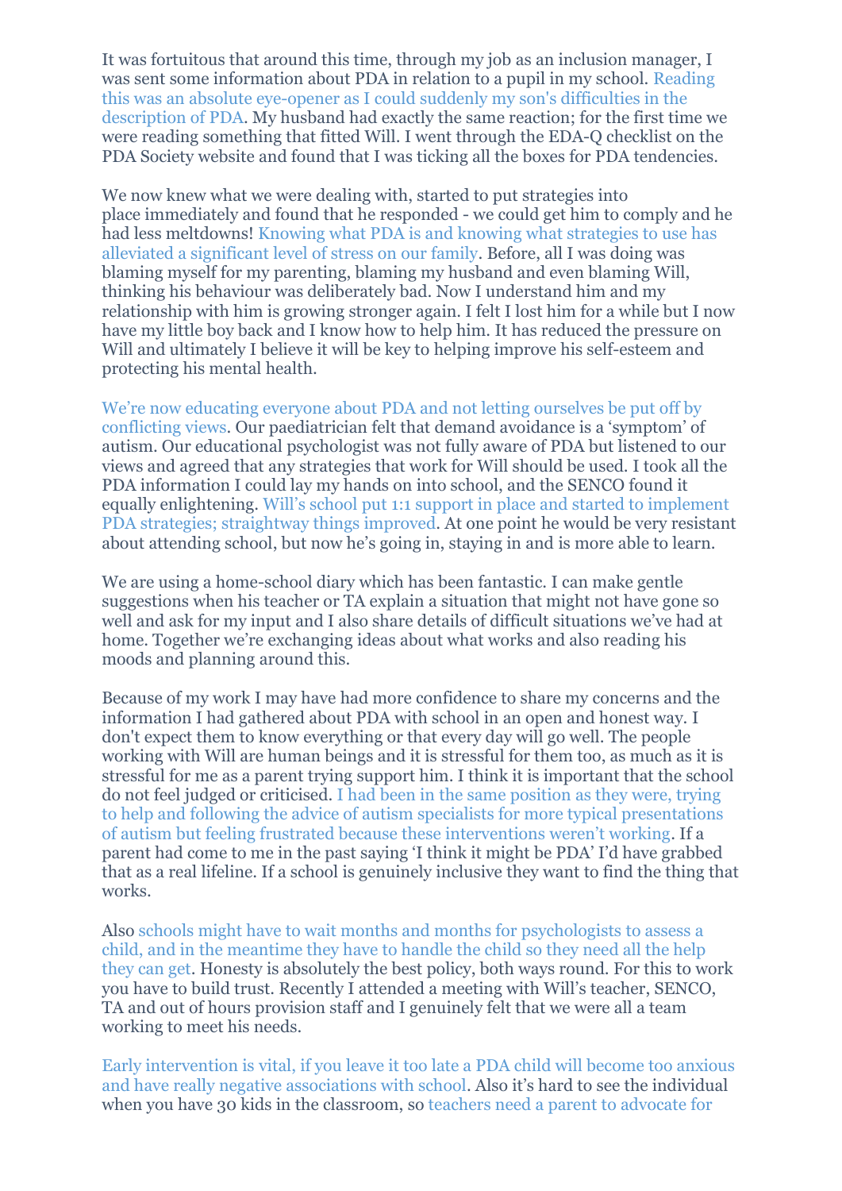It was fortuitous that around this time, through my job as an inclusion manager, I was sent some information about PDA in relation to a pupil in my school. Reading this was an absolute eye-opener as I could suddenly my son's difficulties in the description of PDA. My husband had exactly the same reaction; for the first time we were reading something that fitted Will. I went through the EDA-Q checklist on the PDA Society website and found that I was ticking all the boxes for PDA tendencies.

We now knew what we were dealing with, started to put strategies into place immediately and found that he responded - we could get him to comply and he had less meltdowns! Knowing what PDA is and knowing what strategies to use has alleviated a significant level of stress on our family. Before, all I was doing was blaming myself for my parenting, blaming my husband and even blaming Will, thinking his behaviour was deliberately bad. Now I understand him and my relationship with him is growing stronger again. I felt I lost him for a while but I now have my little boy back and I know how to help him. It has reduced the pressure on Will and ultimately I believe it will be key to helping improve his self-esteem and protecting his mental health.

We're now educating everyone about PDA and not letting ourselves be put off by conflicting views. Our paediatrician felt that demand avoidance is a 'symptom' of autism. Our educational psychologist was not fully aware of PDA but listened to our views and agreed that any strategies that work for Will should be used. I took all the PDA information I could lay my hands on into school, and the SENCO found it equally enlightening. Will's school put 1:1 support in place and started to implement PDA strategies; straightway things improved. At one point he would be very resistant about attending school, but now he's going in, staying in and is more able to learn.

We are using a home-school diary which has been fantastic. I can make gentle suggestions when his teacher or TA explain a situation that might not have gone so well and ask for my input and I also share details of difficult situations we've had at home. Together we're exchanging ideas about what works and also reading his moods and planning around this.

Because of my work I may have had more confidence to share my concerns and the information I had gathered about PDA with school in an open and honest way. I don't expect them to know everything or that every day will go well. The people working with Will are human beings and it is stressful for them too, as much as it is stressful for me as a parent trying support him. I think it is important that the school do not feel judged or criticised. I had been in the same position as they were, trying to help and following the advice of autism specialists for more typical presentations of autism but feeling frustrated because these interventions weren't working. If a parent had come to me in the past saying 'I think it might be PDA' I'd have grabbed that as a real lifeline. If a school is genuinely inclusive they want to find the thing that works.

Also schools might have to wait months and months for psychologists to assess a child, and in the meantime they have to handle the child so they need all the help they can get. Honesty is absolutely the best policy, both ways round. For this to work you have to build trust. Recently I attended a meeting with Will's teacher, SENCO, TA and out of hours provision staff and I genuinely felt that we were all a team working to meet his needs.

Early intervention is vital, if you leave it too late a PDA child will become too anxious and have really negative associations with school. Also it's hard to see the individual when you have 30 kids in the classroom, so teachers need a parent to advocate for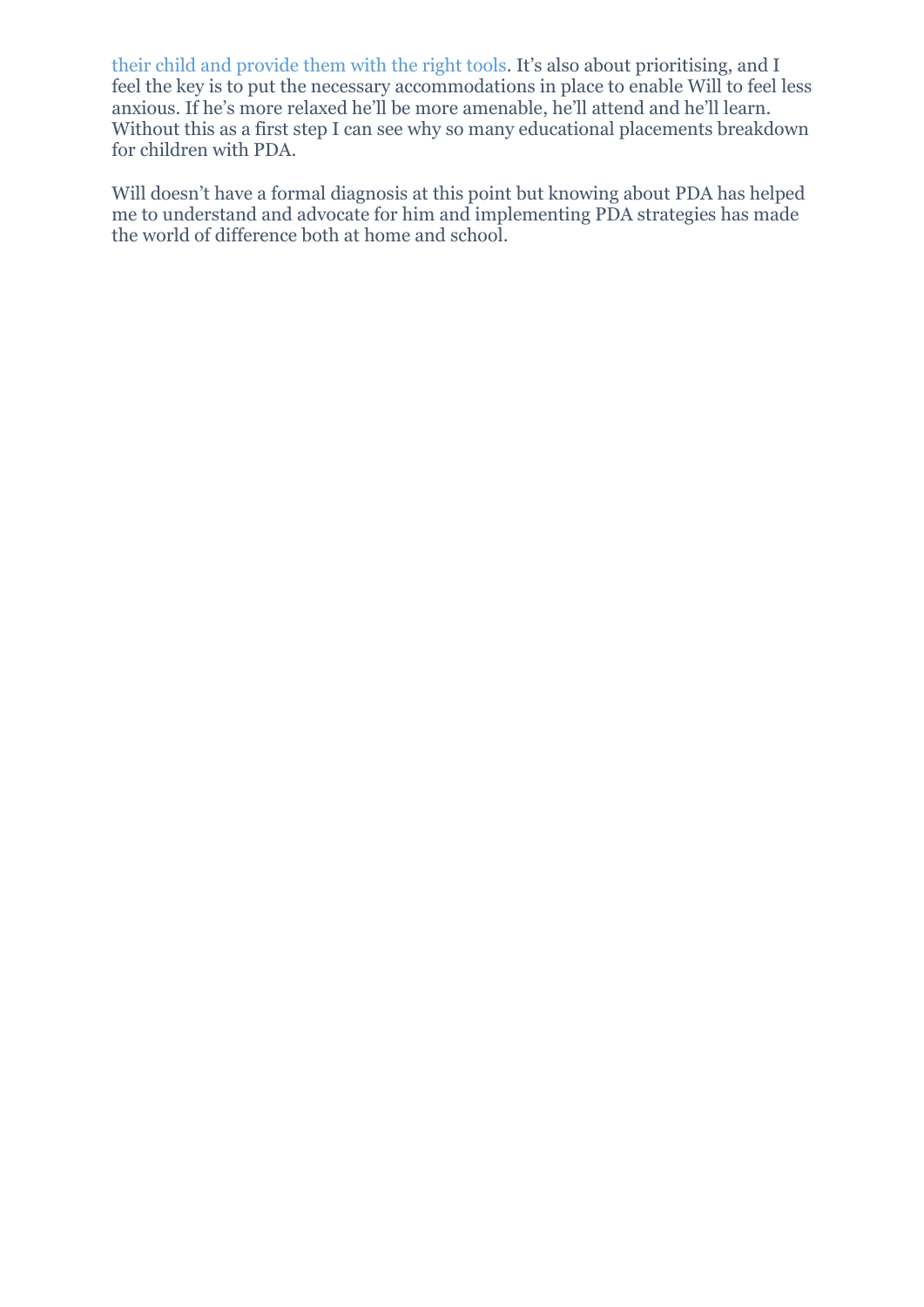their child and provide them with the right tools. It's also about prioritising, and I feel the key is to put the necessary accommodations in place to enable Will to feel less anxious. If he's more relaxed he'll be more amenable, he'll attend and he'll learn. Without this as a first step I can see why so many educational placements breakdown for children with PDA.

Will doesn't have a formal diagnosis at this point but knowing about PDA has helped me to understand and advocate for him and implementing PDA strategies has made the world of difference both at home and school.